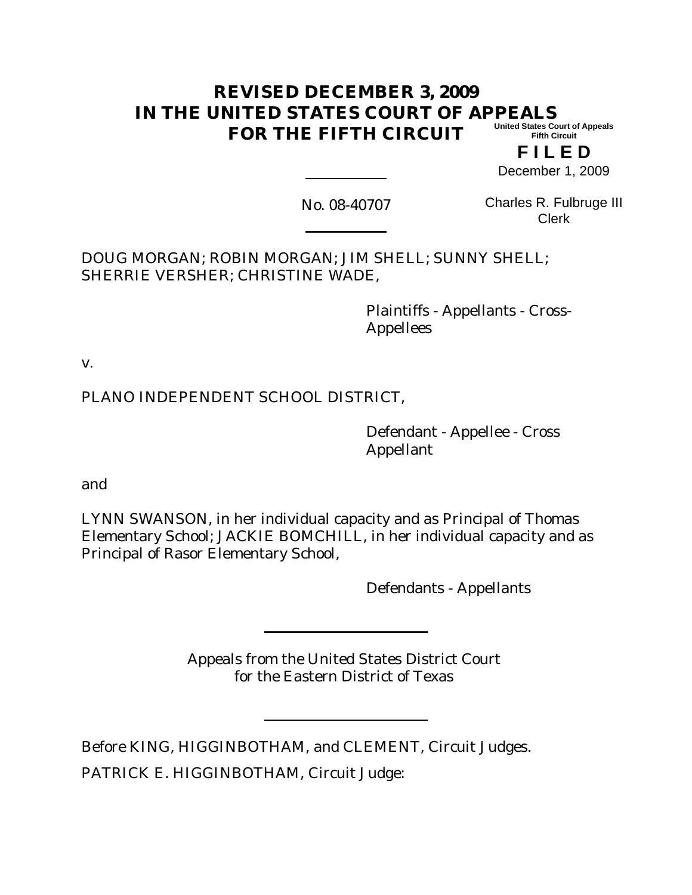# REVISED DECEMBER 3, 2009
# IN THE UNITED STATES COURT OF APPEALS
# FOR THE FIFTH CIRCUIT

United States Court of Appeals
Fifth Circuit

**F I L E D**

December 1, 2009

Charles R. Fulbruge III
Clerk

---

No. 08-40707

---

DOUG MORGAN; ROBIN MORGAN; JIM SHELL; SUNNY SHELL; SHERRIE VERSHER; CHRISTINE WADE,

Plaintiffs - Appellants - Cross-Appellees

v.

PLANO INDEPENDENT SCHOOL DISTRICT,

Defendant - Appellee - Cross Appellant

and

LYNN SWANSON, in her individual capacity and as Principal of Thomas Elementary School; JACKIE BOMCHILL, in her individual capacity and as Principal of Rasor Elementary School,

Defendants - Appellants

---

Appeals from the United States District Court
for the Eastern District of Texas

---

Before KING, HIGGINBOTHAM, and CLEMENT, Circuit Judges.

PATRICK E. HIGGINBOTHAM, Circuit Judge: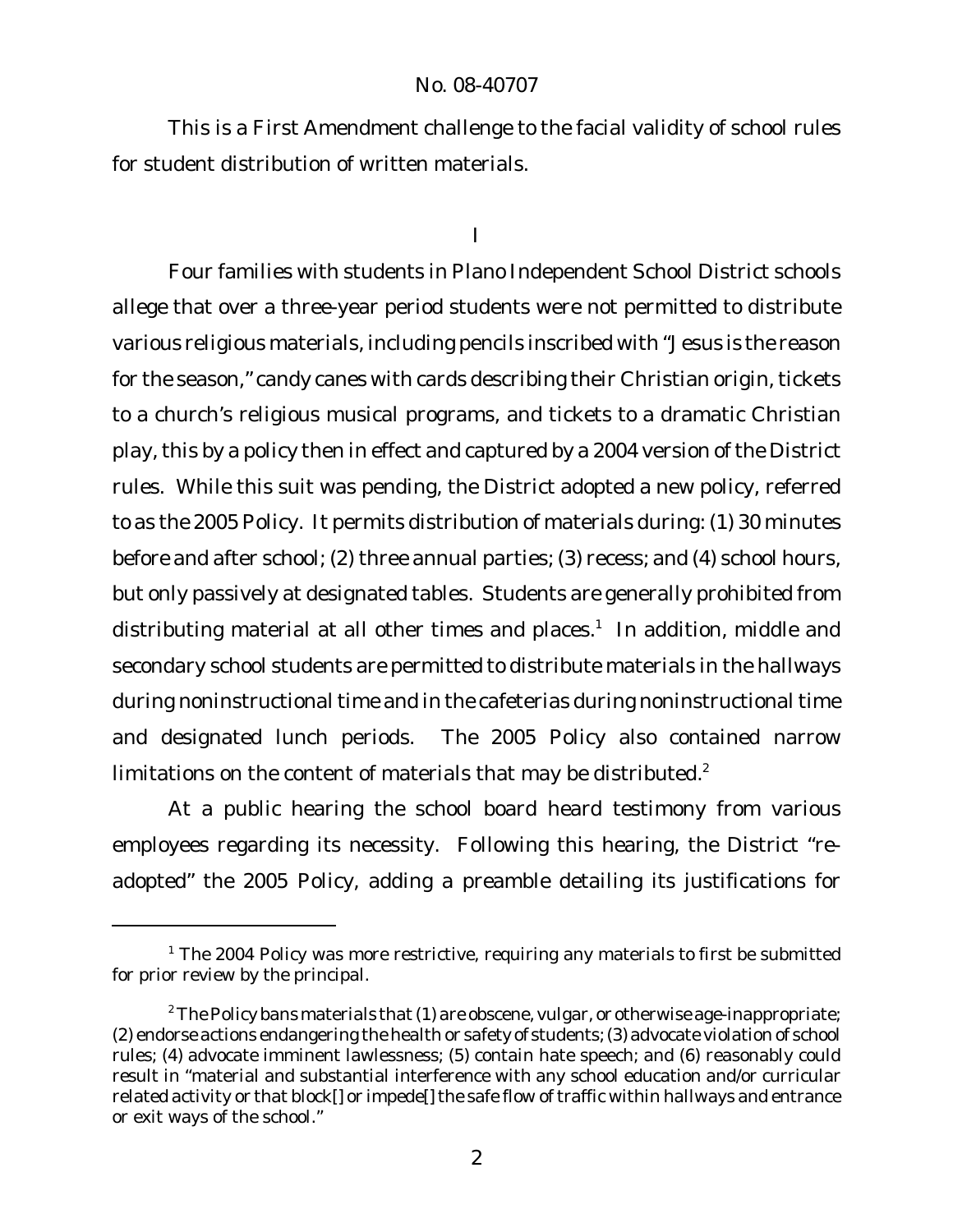This is a First Amendment challenge to the facial validity of school rules for student distribution of written materials.

# I

Four families with students in Plano Independent School District schools allege that over a three-year period students were not permitted to distribute various religious materials, including pencils inscribed with "Jesus is the reason for the season," candy canes with cards describing their Christian origin, tickets to a church's religious musical programs, and tickets to a dramatic Christian play, this by a policy then in effect and captured by a 2004 version of the District rules. While this suit was pending, the District adopted a new policy, referred to as the 2005 Policy. It permits distribution of materials during: (1) 30 minutes before and after school; (2) three annual parties; (3) recess; and (4) school hours, but only passively at designated tables. Students are generally prohibited from distributing material at all other times and places.[1] In addition, middle and secondary school students are permitted to distribute materials in the hallways during noninstructional time and in the cafeterias during noninstructional time and designated lunch periods. The 2005 Policy also contained narrow limitations on the content of materials that may be distributed.[2]

At a public hearing the school board heard testimony from various employees regarding its necessity. Following this hearing, the District "re-adopted" the 2005 Policy, adding a preamble detailing its justifications for

---

[1] The 2004 Policy was more restrictive, requiring any materials to first be submitted for prior review by the principal.

[2] The Policy bans materials that (1) are obscene, vulgar, or otherwise age-inappropriate; (2) endorse actions endangering the health or safety of students; (3) advocate violation of school rules; (4) advocate imminent lawlessness; (5) contain hate speech; and (6) reasonably could result in "material and substantial interference with any school education and/or curricular related activity or that block[] or impede[] the safe flow of traffic within hallways and entrance or exit ways of the school."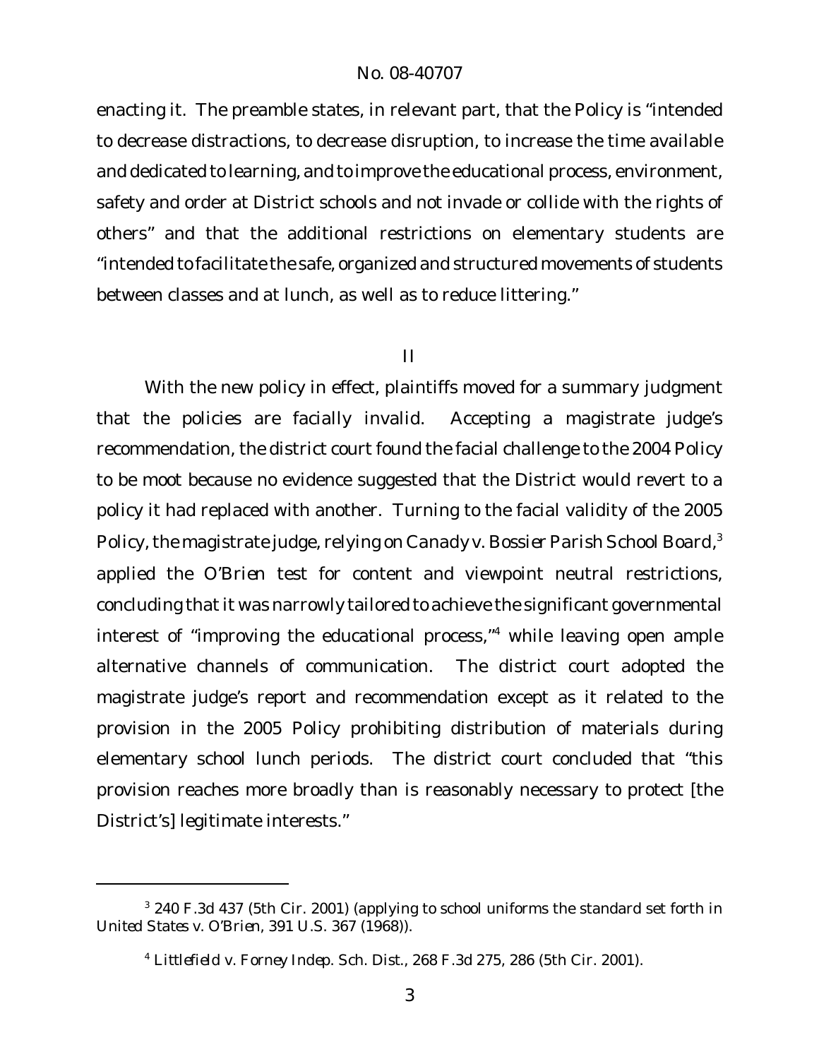enacting it. The preamble states, in relevant part, that the Policy is "intended to decrease distractions, to decrease disruption, to increase the time available and dedicated to learning, and to improve the educational process, environment, safety and order at District schools and not invade or collide with the rights of others" and that the additional restrictions on elementary students are "intended to facilitate the safe, organized and structured movements of students between classes and at lunch, as well as to reduce littering."

## II

With the new policy in effect, plaintiffs moved for a summary judgment that the policies are facially invalid. Accepting a magistrate judge's recommendation, the district court found the facial challenge to the 2004 Policy to be moot because no evidence suggested that the District would revert to a policy it had replaced with another. Turning to the facial validity of the 2005 Policy, the magistrate judge, relying on *Canady v. Bossier Parish School Board*,[3] applied the *O'Brien* test for content and viewpoint neutral restrictions, concluding that it was narrowly tailored to achieve the significant governmental interest of "improving the educational process,"[4] while leaving open ample alternative channels of communication. The district court adopted the magistrate judge's report and recommendation except as it related to the provision in the 2005 Policy prohibiting distribution of materials during elementary school lunch periods. The district court concluded that "this provision reaches more broadly than is reasonably necessary to protect [the District's] legitimate interests."

---

[3] 240 F.3d 437 (5th Cir. 2001) (applying to school uniforms the standard set forth in *United States v. O'Brien*, 391 U.S. 367 (1968)).

[4] *Littlefield v. Forney Indep. Sch. Dist.*, 268 F.3d 275, 286 (5th Cir. 2001).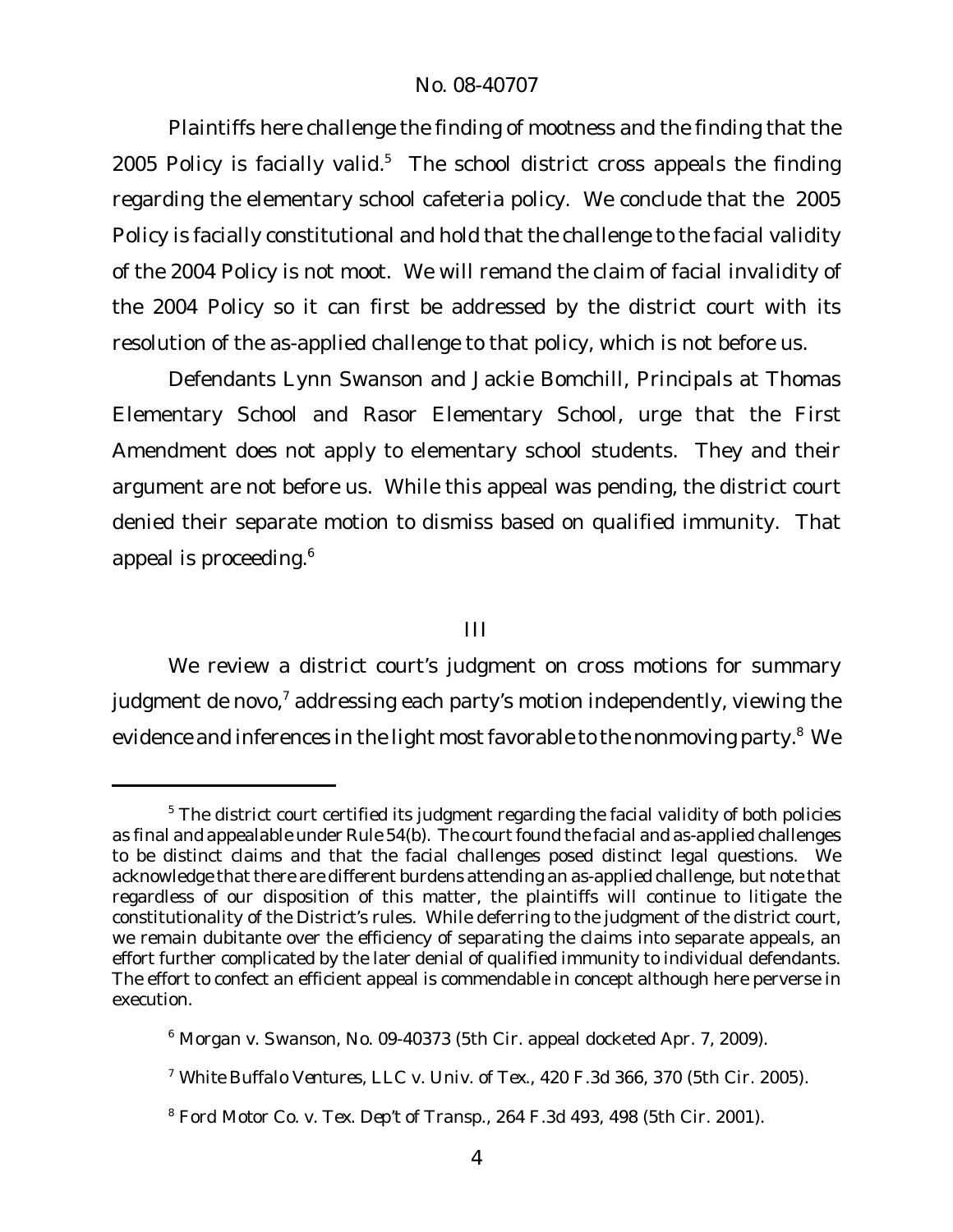Plaintiffs here challenge the finding of mootness and the finding that the 2005 Policy is facially valid.[5] The school district cross appeals the finding regarding the elementary school cafeteria policy. We conclude that the 2005 Policy is facially constitutional and hold that the challenge to the facial validity of the 2004 Policy is not moot. We will remand the claim of facial invalidity of the 2004 Policy so it can first be addressed by the district court with its resolution of the as-applied challenge to that policy, which is not before us.

Defendants Lynn Swanson and Jackie Bomchill, Principals at Thomas Elementary School and Rasor Elementary School, urge that the First Amendment does not apply to elementary school students. They and their argument are not before us. While this appeal was pending, the district court denied their separate motion to dismiss based on qualified immunity. That appeal is proceeding.[6]

## III

We review a district court's judgment on cross motions for summary judgment de novo,[7] addressing each party's motion independently, viewing the evidence and inferences in the light most favorable to the nonmoving party.[8] We

---

[5] The district court certified its judgment regarding the facial validity of both policies as final and appealable under Rule 54(b). The court found the facial and as-applied challenges to be distinct claims and that the facial challenges posed distinct legal questions. We acknowledge that there are different burdens attending an as-applied challenge, but note that regardless of our disposition of this matter, the plaintiffs will continue to litigate the constitutionality of the District's rules. While deferring to the judgment of the district court, we remain dubitante over the efficiency of separating the claims into separate appeals, an effort further complicated by the later denial of qualified immunity to individual defendants. The effort to confect an efficient appeal is commendable in concept although here perverse in execution.

[6] *Morgan v. Swanson*, No. 09-40373 (5th Cir. appeal docketed Apr. 7, 2009).

[7] *White Buffalo Ventures, LLC v. Univ. of Tex.*, 420 F.3d 366, 370 (5th Cir. 2005).

[8] *Ford Motor Co. v. Tex. Dep't of Transp.*, 264 F.3d 493, 498 (5th Cir. 2001).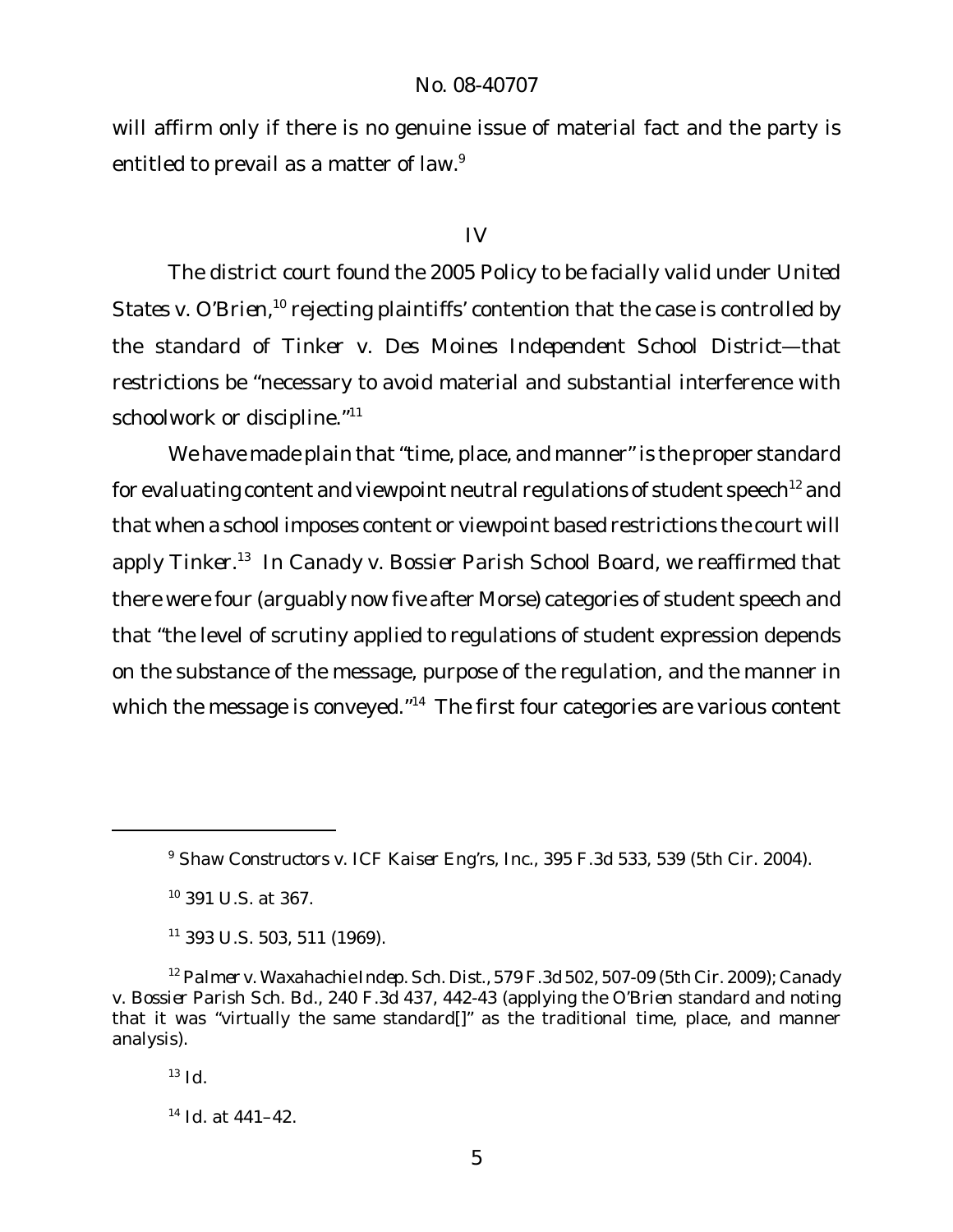will affirm only if there is no genuine issue of material fact and the party is entitled to prevail as a matter of law.[9]

## IV

The district court found the 2005 Policy to be facially valid under *United States v. O'Brien*,[10] rejecting plaintiffs' contention that the case is controlled by the standard of *Tinker v. Des Moines Independent School District*—that restrictions be "necessary to avoid material and substantial interference with schoolwork or discipline."[11]

We have made plain that "time, place, and manner" is the proper standard for evaluating content and viewpoint neutral regulations of student speech[12] and that when a school imposes content or viewpoint based restrictions the court will apply *Tinker*.[13] In *Canady v. Bossier Parish School Board*, we reaffirmed that there were four (arguably now five after *Morse*) categories of student speech and that "the level of scrutiny applied to regulations of student expression depends on the substance of the message, purpose of the regulation, and the manner in which the message is conveyed."[14] The first four categories are various content

---

[9] *Shaw Constructors v. ICF Kaiser Eng'rs, Inc.*, 395 F.3d 533, 539 (5th Cir. 2004).

[10] 391 U.S. at 367.

[11] 393 U.S. 503, 511 (1969).

[12] *Palmer v. Waxahachie Indep. Sch. Dist.*, 579 F.3d 502, 507-09 (5th Cir. 2009); *Canady v. Bossier Parish Sch. Bd.*, 240 F.3d 437, 442-43 (applying the *O'Brien* standard and noting that it was "virtually the same standard[]" as the traditional time, place, and manner analysis).

[13] *Id.*

[14] *Id.* at 441–42.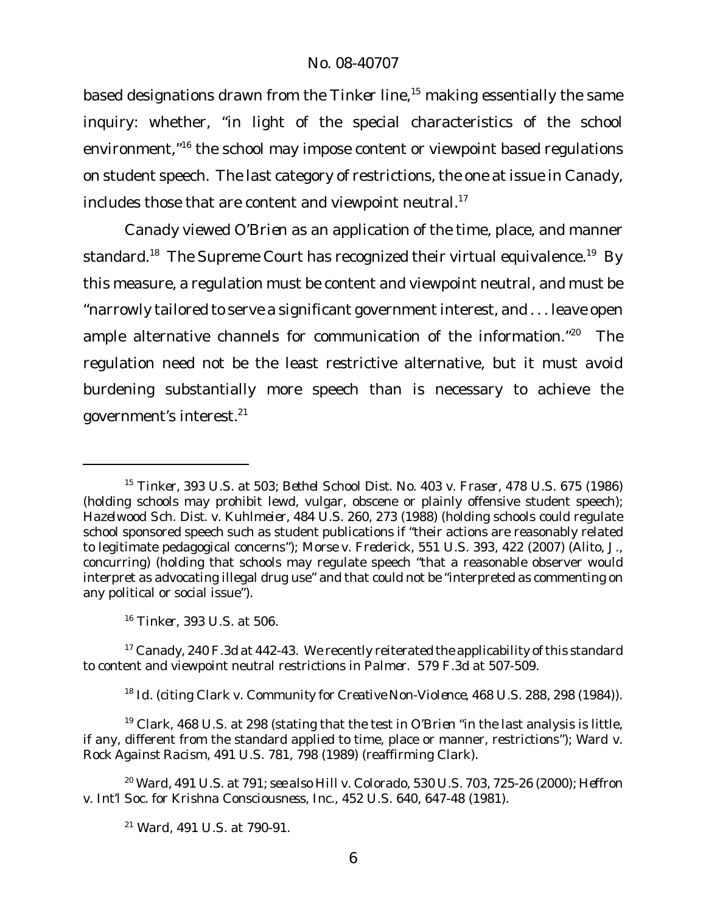based designations drawn from the *Tinker* line,[15] making essentially the same inquiry: whether, "in light of the special characteristics of the school environment,"[16] the school may impose content or viewpoint based regulations on student speech. The last category of restrictions, the one at issue in *Canady*, includes those that are content and viewpoint neutral.[17]

*Canady* viewed *O'Brien* as an application of the time, place, and manner standard.[18] The Supreme Court has recognized their virtual equivalence.[19] By this measure, a regulation must be content and viewpoint neutral, and must be "narrowly tailored to serve a significant government interest, and . . . leave open ample alternative channels for communication of the information."[20] The regulation need not be the least restrictive alternative, but it must avoid burdening substantially more speech than is necessary to achieve the government's interest.[21]

---

[15] *Tinker*, 393 U.S. at 503; *Bethel School Dist. No. 403 v. Fraser*, 478 U.S. 675 (1986) (holding schools may prohibit lewd, vulgar, obscene or plainly offensive student speech); *Hazelwood Sch. Dist. v. Kuhlmeier*, 484 U.S. 260, 273 (1988) (holding schools could regulate school sponsored speech such as student publications if "their actions are reasonably related to legitimate pedagogical concerns"); *Morse v. Frederick*, 551 U.S. 393, 422 (2007) (Alito, J., concurring) (holding that schools may regulate speech "that a reasonable observer would interpret as advocating illegal drug use" and that could not be "interpreted as commenting on any political or social issue").

[16] *Tinker*, 393 U.S. at 506.

[17] *Canady*, 240 F.3d at 442-43. We recently reiterated the applicability of this standard to content and viewpoint neutral restrictions in *Palmer*. 579 F.3d at 507-509.

[18] *Id.* (citing *Clark v. Community for Creative Non-Violence*, 468 U.S. 288, 298 (1984)).

[19] *Clark*, 468 U.S. at 298 (stating that the test in *O'Brien* "in the last analysis is little, if any, different from the standard applied to time, place or manner, restrictions"); *Ward v. Rock Against Racism*, 491 U.S. 781, 798 (1989) (reaffirming *Clark*).

[20] *Ward*, 491 U.S. at 791; *see also Hill v. Colorado*, 530 U.S. 703, 725-26 (2000); *Heffron v. Int'l Soc. for Krishna Consciousness, Inc.*, 452 U.S. 640, 647-48 (1981).

[21] *Ward*, 491 U.S. at 790-91.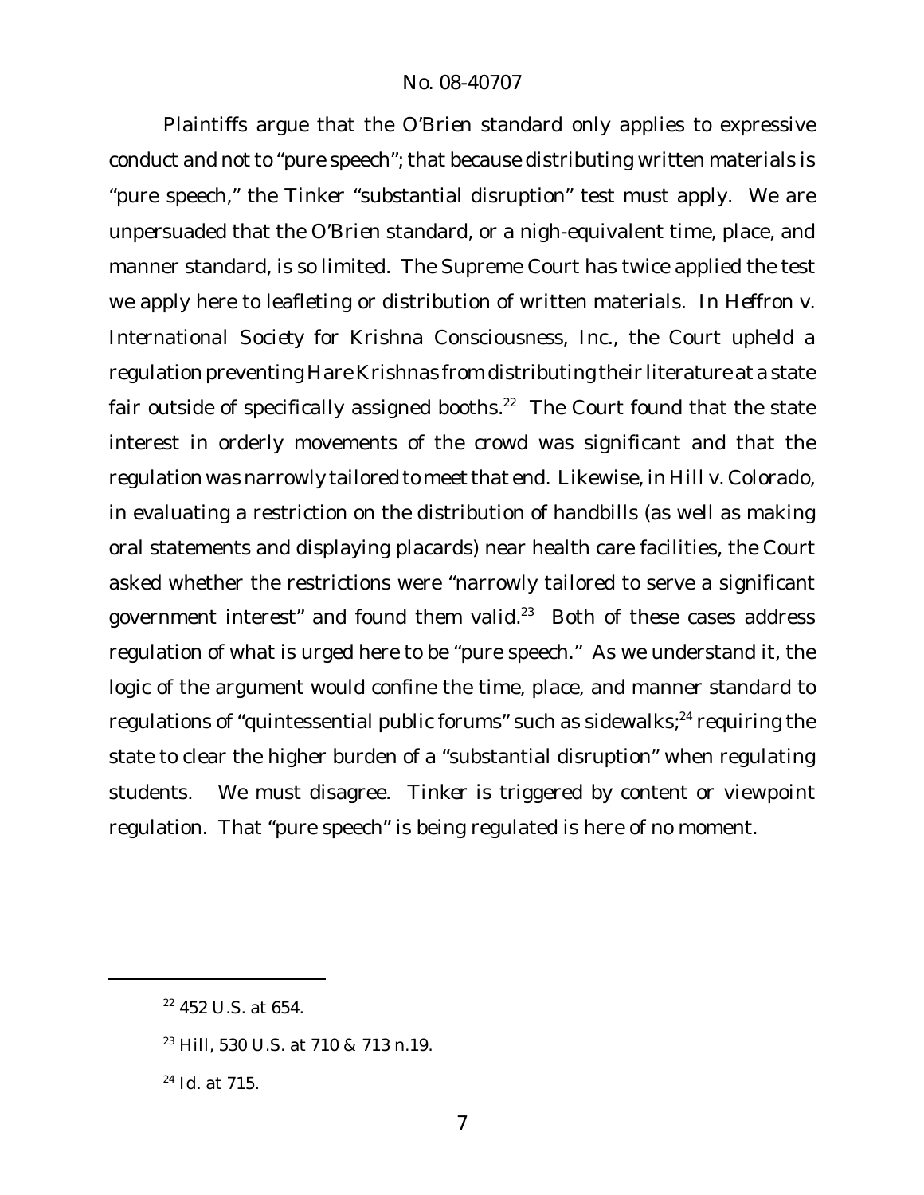Plaintiffs argue that the *O'Brien* standard only applies to expressive conduct and not to "pure speech"; that because distributing written materials is "pure speech," the *Tinker* "substantial disruption" test must apply. We are unpersuaded that the *O'Brien* standard, or a nigh-equivalent time, place, and manner standard, is so limited. The Supreme Court has twice applied the test we apply here to leafleting or distribution of written materials. In *Heffron v. International Society for Krishna Consciousness, Inc.*, the Court upheld a regulation preventing Hare Krishnas from distributing their literature at a state fair outside of specifically assigned booths.[22] The Court found that the state interest in orderly movements of the crowd was significant and that the regulation was narrowly tailored to meet that end. Likewise, in *Hill v. Colorado*, in evaluating a restriction on the distribution of handbills (as well as making oral statements and displaying placards) near health care facilities, the Court asked whether the restrictions were "narrowly tailored to serve a significant government interest" and found them valid.[23] Both of these cases address regulation of what is urged here to be "pure speech." As we understand it, the logic of the argument would confine the time, place, and manner standard to regulations of "quintessential public forums" such as sidewalks;[24] requiring the state to clear the higher burden of a "substantial disruption" when regulating students. We must disagree. *Tinker* is triggered by content or viewpoint regulation. That "pure speech" is being regulated is here of no moment.

---

[22] 452 U.S. at 654.

[23] *Hill*, 530 U.S. at 710 & 713 n.19.

[24] *Id.* at 715.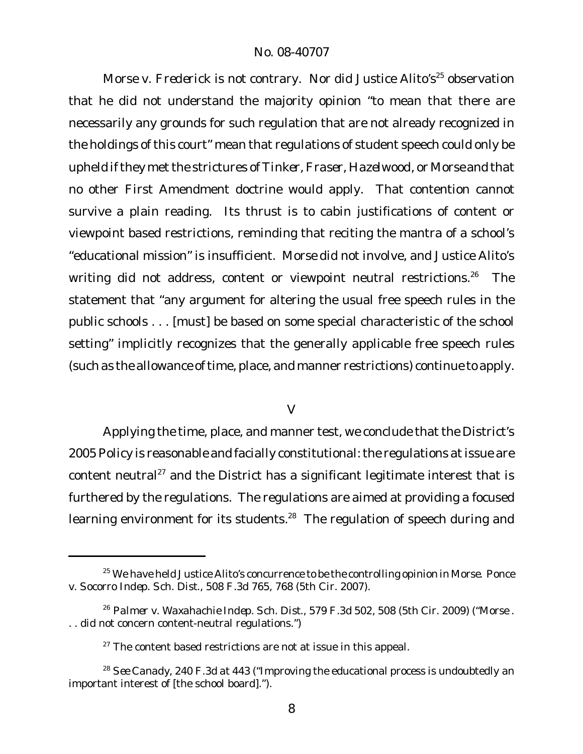*Morse v. Frederick* is not contrary. Nor did Justice Alito's[25] observation that he did not understand the majority opinion "to mean that there are necessarily any grounds for such regulation that are not already recognized in the holdings of this court" mean that regulations of student speech could only be upheld if they met the strictures of *Tinker*, *Fraser*, *Hazelwood*, or *Morse* and that no other First Amendment doctrine would apply. That contention cannot survive a plain reading. Its thrust is to cabin justifications of content or viewpoint based restrictions, reminding that reciting the mantra of a school's "educational mission" is insufficient. *Morse* did not involve, and Justice Alito's writing did not address, content or viewpoint neutral restrictions.[26] The statement that "any argument for altering the usual free speech rules in the public schools . . . [must] be based on some special characteristic of the school setting" implicitly recognizes that the generally applicable free speech rules (such as the allowance of time, place, and manner restrictions) continue to apply.

## V

Applying the time, place, and manner test, we conclude that the District's 2005 Policy is reasonable and facially constitutional: the regulations at issue are content neutral[27] and the District has a significant legitimate interest that is furthered by the regulations. The regulations are aimed at providing a focused learning environment for its students.[28] The regulation of speech during and

---

[25] We have held Justice Alito's concurrence to be the controlling opinion in *Morse*. *Ponce v. Socorro Indep. Sch. Dist.*, 508 F.3d 765, 768 (5th Cir. 2007).

[26] *Palmer v. Waxahachie Indep. Sch. Dist.*, 579 F.3d 502, 508 (5th Cir. 2009) ("*Morse* . . . did not concern content-neutral regulations.")

[27] The content based restrictions are not at issue in this appeal.

[28] *See Canady*, 240 F.3d at 443 ("Improving the educational process is undoubtedly an important interest of [the school board].").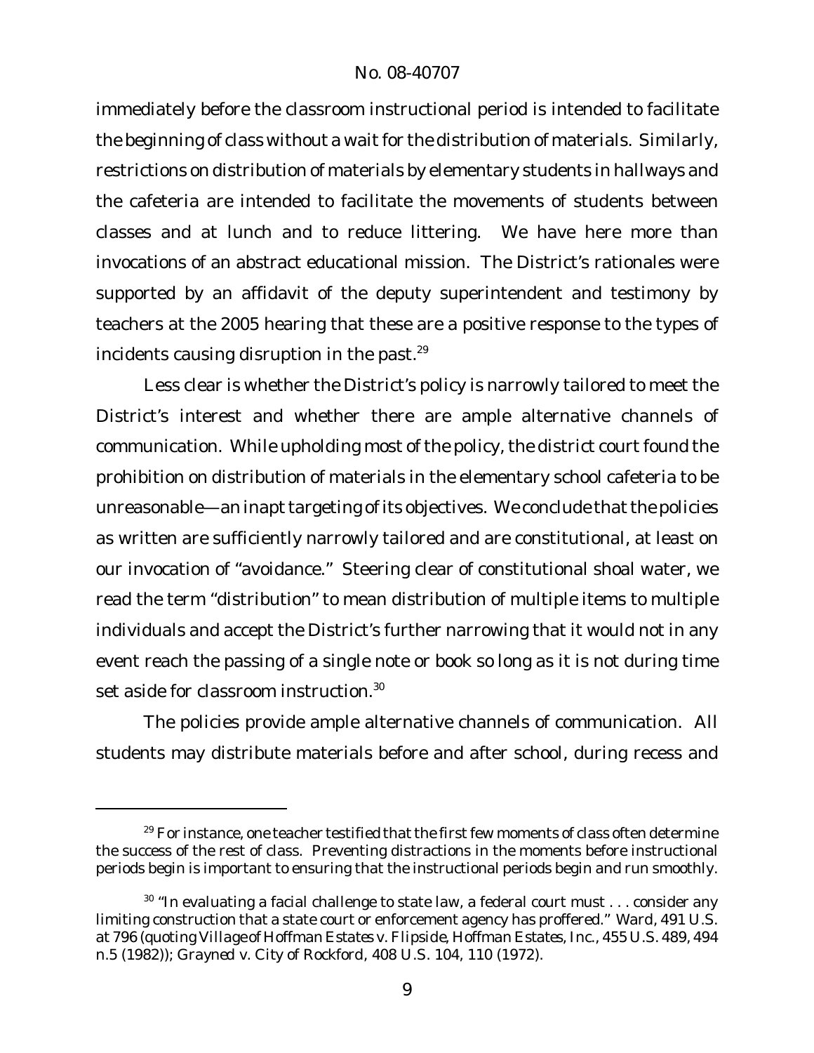immediately before the classroom instructional period is intended to facilitate the beginning of class without a wait for the distribution of materials. Similarly, restrictions on distribution of materials by elementary students in hallways and the cafeteria are intended to facilitate the movements of students between classes and at lunch and to reduce littering. We have here more than invocations of an abstract educational mission. The District's rationales were supported by an affidavit of the deputy superintendent and testimony by teachers at the 2005 hearing that these are a positive response to the types of incidents causing disruption in the past.[29]

Less clear is whether the District's policy is narrowly tailored to meet the District's interest and whether there are ample alternative channels of communication. While upholding most of the policy, the district court found the prohibition on distribution of materials in the elementary school cafeteria to be unreasonable—an inapt targeting of its objectives. We conclude that the policies as written are sufficiently narrowly tailored and are constitutional, at least on our invocation of "avoidance." Steering clear of constitutional shoal water, we read the term "distribution" to mean distribution of multiple items to multiple individuals and accept the District's further narrowing that it would not in any event reach the passing of a single note or book so long as it is not during time set aside for classroom instruction.[30]

The policies provide ample alternative channels of communication. All students may distribute materials before and after school, during recess and

---

[29] For instance, one teacher testified that the first few moments of class often determine the success of the rest of class. Preventing distractions in the moments before instructional periods begin is important to ensuring that the instructional periods begin and run smoothly.

[30] "In evaluating a facial challenge to state law, a federal court must . . . consider any limiting construction that a state court or enforcement agency has proffered." *Ward*, 491 U.S. at 796 (quoting *Village of Hoffman Estates v. Flipside, Hoffman Estates, Inc.*, 455 U.S. 489, 494 n.5 (1982)); *Grayned v. City of Rockford*, 408 U.S. 104, 110 (1972).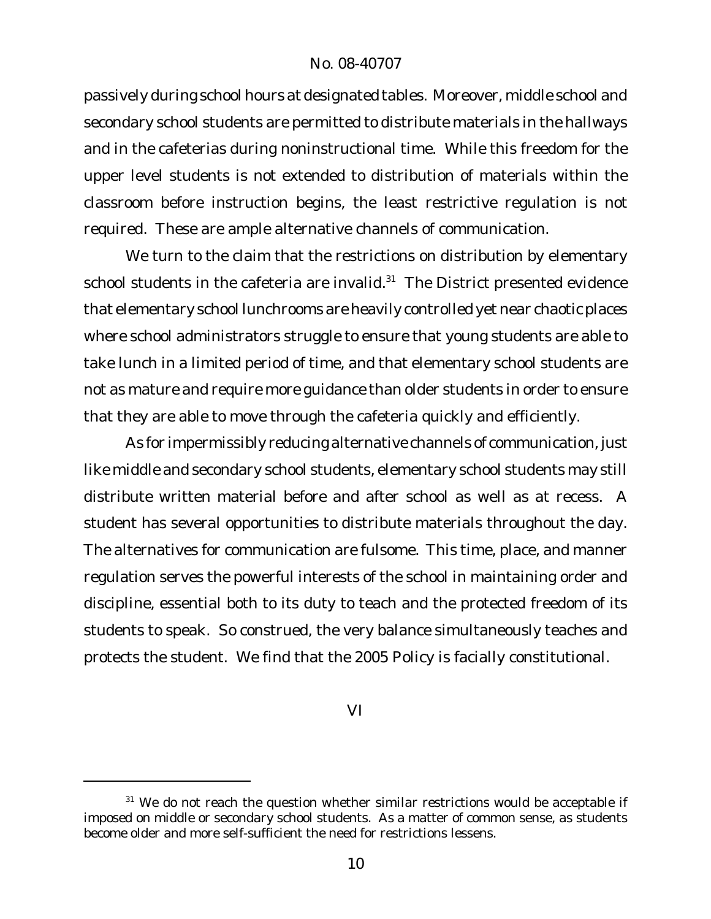passively during school hours at designated tables. Moreover, middle school and secondary school students are permitted to distribute materials in the hallways and in the cafeterias during noninstructional time. While this freedom for the upper level students is not extended to distribution of materials within the classroom before instruction begins, the least restrictive regulation is not required. These are ample alternative channels of communication.

We turn to the claim that the restrictions on distribution by elementary school students in the cafeteria are invalid.[31] The District presented evidence that elementary school lunchrooms are heavily controlled yet near chaotic places where school administrators struggle to ensure that young students are able to take lunch in a limited period of time, and that elementary school students are not as mature and require more guidance than older students in order to ensure that they are able to move through the cafeteria quickly and efficiently.

As for impermissibly reducing alternative channels of communication, just like middle and secondary school students, elementary school students may still distribute written material before and after school as well as at recess. A student has several opportunities to distribute materials throughout the day. The alternatives for communication are fulsome. This time, place, and manner regulation serves the powerful interests of the school in maintaining order and discipline, essential both to its duty to teach and the protected freedom of its students to speak. So construed, the very balance simultaneously teaches and protects the student. We find that the 2005 Policy is facially constitutional.

VI

[31] We do not reach the question whether similar restrictions would be acceptable if imposed on middle or secondary school students. As a matter of common sense, as students become older and more self-sufficient the need for restrictions lessens.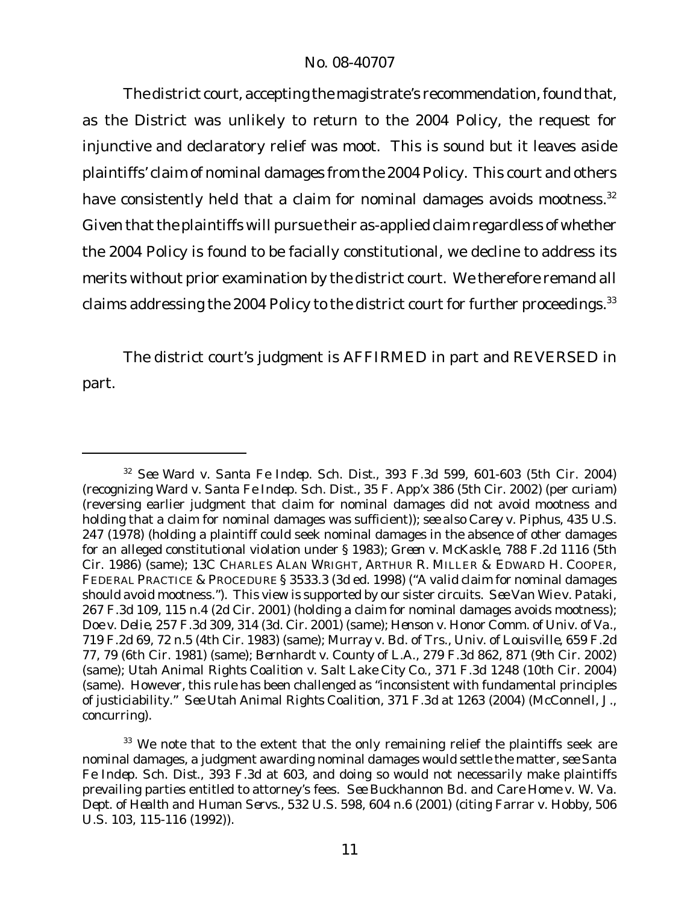The district court, accepting the magistrate's recommendation, found that, as the District was unlikely to return to the 2004 Policy, the request for injunctive and declaratory relief was moot. This is sound but it leaves aside plaintiffs' claim of nominal damages from the 2004 Policy. This court and others have consistently held that a claim for nominal damages avoids mootness.[32] Given that the plaintiffs will pursue their as-applied claim regardless of whether the 2004 Policy is found to be facially constitutional, we decline to address its merits without prior examination by the district court. We therefore remand all claims addressing the 2004 Policy to the district court for further proceedings.[33]

The district court's judgment is AFFIRMED in part and REVERSED in part.

---

[32] *See* *Ward v. Santa Fe Indep. Sch. Dist.*, 393 F.3d 599, 601-603 (5th Cir. 2004) (recognizing *Ward v. Santa Fe Indep. Sch. Dist.*, 35 F. App'x 386 (5th Cir. 2002) (per curiam) (reversing earlier judgment that claim for nominal damages did not avoid mootness and holding that a claim for nominal damages was sufficient)); *see also* *Carey v. Piphus*, 435 U.S. 247 (1978) (holding a plaintiff could seek nominal damages in the absence of other damages for an alleged constitutional violation under § 1983); *Green v. McKaskle*, 788 F.2d 1116 (5th Cir. 1986) (same); 13C CHARLES ALAN WRIGHT, ARTHUR R. MILLER & EDWARD H. COOPER, FEDERAL PRACTICE & PROCEDURE § 3533.3 (3d ed. 1998) ("A valid claim for nominal damages should avoid mootness."). This view is supported by our sister circuits. *See* *Van Wie v. Pataki*, 267 F.3d 109, 115 n.4 (2d Cir. 2001) (holding a claim for nominal damages avoids mootness); *Doe v. Delie*, 257 F.3d 309, 314 (3d. Cir. 2001) (same); *Henson v. Honor Comm. of Univ. of Va.*, 719 F.2d 69, 72 n.5 (4th Cir. 1983) (same); *Murray v. Bd. of Trs., Univ. of Louisville*, 659 F.2d 77, 79 (6th Cir. 1981) (same); *Bernhardt v. County of L.A.*, 279 F.3d 862, 871 (9th Cir. 2002) (same); *Utah Animal Rights Coalition v. Salt Lake City Co.*, 371 F.3d 1248 (10th Cir. 2004) (same). However, this rule has been challenged as "inconsistent with fundamental principles of justiciability." *See* *Utah Animal Rights Coalition*, 371 F.3d at 1263 (2004) (McConnell, J., concurring).

[33] We note that to the extent that the only remaining relief the plaintiffs seek are nominal damages, a judgment awarding nominal damages would settle the matter, *see* *Santa Fe Indep. Sch. Dist.*, 393 F.3d at 603, and doing so would not necessarily make plaintiffs prevailing parties entitled to attorney's fees. *See* *Buckhannon Bd. and Care Home v. W. Va. Dept. of Health and Human Servs.*, 532 U.S. 598, 604 n.6 (2001) (citing *Farrar v. Hobby*, 506 U.S. 103, 115-116 (1992)).